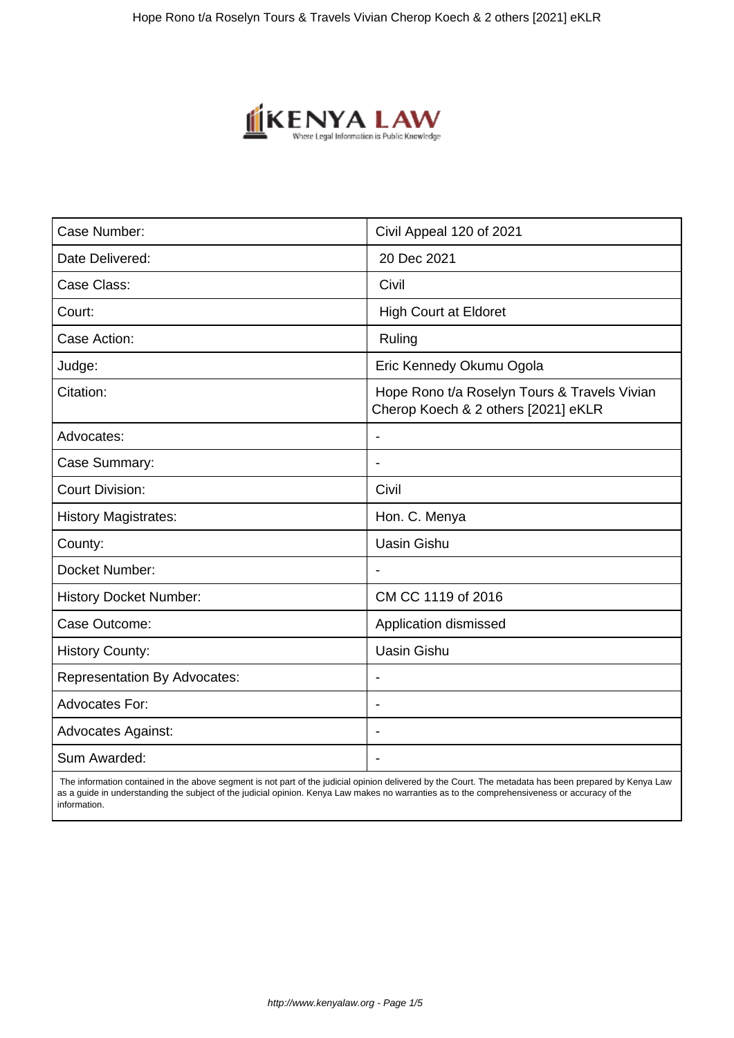| Case Number: | Civil Appeal 120 of 2021 |
|---|---|
| Date Delivered: | 20 Dec 2021 |
| Case Class: | Civil |
| Court: | High Court at Eldoret |
| Case Action: | Ruling |
| Judge: | Eric Kennedy Okumu Ogola |
| Citation: | Hope Rono t/a Roselyn Tours & Travels Vivian Cherop Koech & 2 others [2021] eKLR |
| Advocates: | - |
| Case Summary: | - |
| Court Division: | Civil |
| History Magistrates: | Hon. C. Menya |
| County: | Uasin Gishu |
| Docket Number: | - |
| History Docket Number: | CM CC 1119 of 2016 |
| Case Outcome: | Application dismissed |
| History County: | Uasin Gishu |
| Representation By Advocates: | - |
| Advocates For: | - |
| Advocates Against: | - |
| Sum Awarded: | - |

The information contained in the above segment is not part of the judicial opinion delivered by the Court. The metadata has been prepared by Kenya Law as a guide in understanding the subject of the judicial opinion. Kenya Law makes no warranties as to the comprehensiveness or accuracy of the information.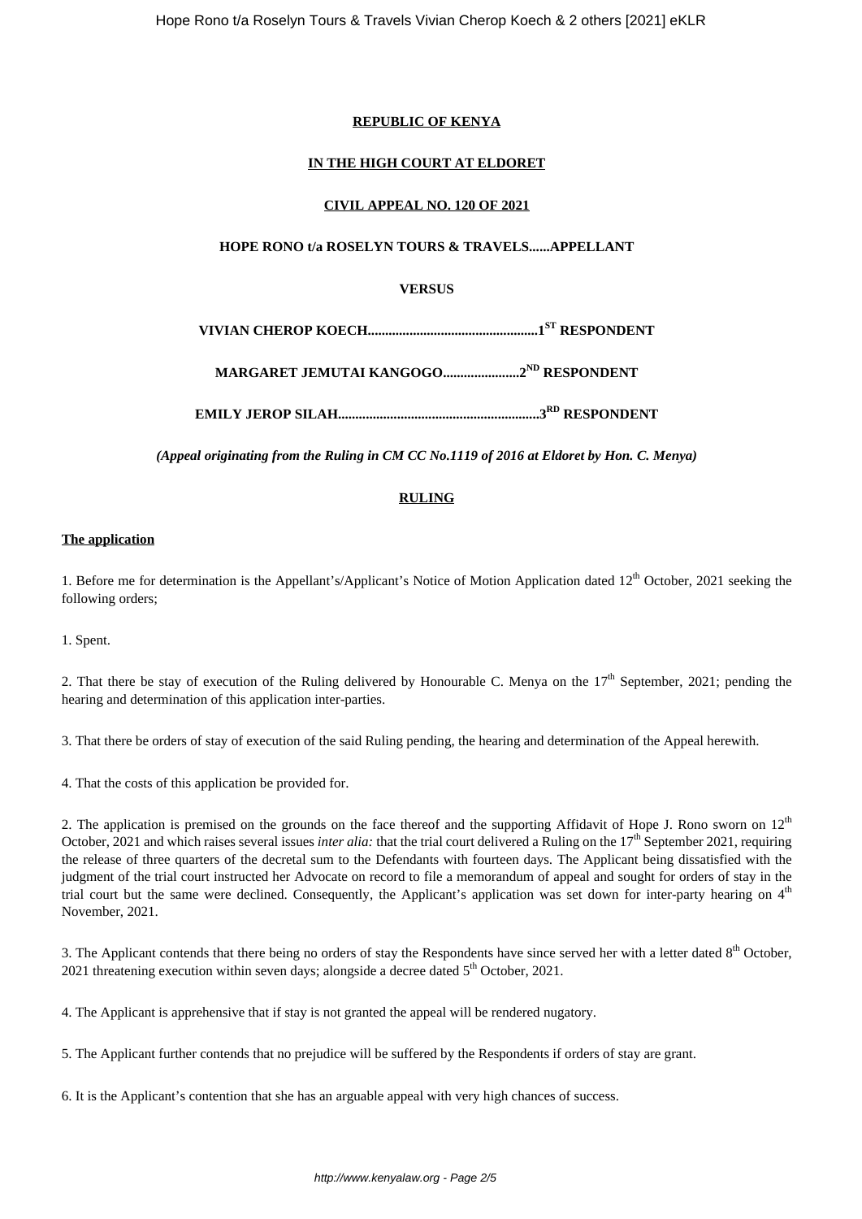**REPUBLIC OF KENYA**

**IN THE HIGH COURT AT ELDORET**

**CIVIL APPEAL NO. 120 OF 2021**

**HOPE RONO t/a ROSELYN TOURS & TRAVELS......APPELLANT**

**VERSUS**

**VIVIAN CHEROP KOECH................................................1ST RESPONDENT**

**MARGARET JEMUTAI KANGOGO......................2ND RESPONDENT**

**EMILY JEROP SILAH..........................................................3RD RESPONDENT**

***(Appeal originating from the Ruling in CM CC No.1119 of 2016 at Eldoret by Hon. C. Menya)***

**RULING**

**The application**

1. Before me for determination is the Appellant's/Applicant's Notice of Motion Application dated 12th October, 2021 seeking the following orders;

1. Spent.

2. That there be stay of execution of the Ruling delivered by Honourable C. Menya on the 17th September, 2021; pending the hearing and determination of this application inter-parties.

3. That there be orders of stay of execution of the said Ruling pending, the hearing and determination of the Appeal herewith.

4. That the costs of this application be provided for.

2. The application is premised on the grounds on the face thereof and the supporting Affidavit of Hope J. Rono sworn on 12th October, 2021 and which raises several issues *inter alia:* that the trial court delivered a Ruling on the 17th September 2021, requiring the release of three quarters of the decretal sum to the Defendants with fourteen days. The Applicant being dissatisfied with the judgment of the trial court instructed her Advocate on record to file a memorandum of appeal and sought for orders of stay in the trial court but the same were declined. Consequently, the Applicant's application was set down for inter-party hearing on 4th November, 2021.

3. The Applicant contends that there being no orders of stay the Respondents have since served her with a letter dated 8th October, 2021 threatening execution within seven days; alongside a decree dated 5th October, 2021.

4. The Applicant is apprehensive that if stay is not granted the appeal will be rendered nugatory.

5. The Applicant further contends that no prejudice will be suffered by the Respondents if orders of stay are grant.

6. It is the Applicant's contention that she has an arguable appeal with very high chances of success.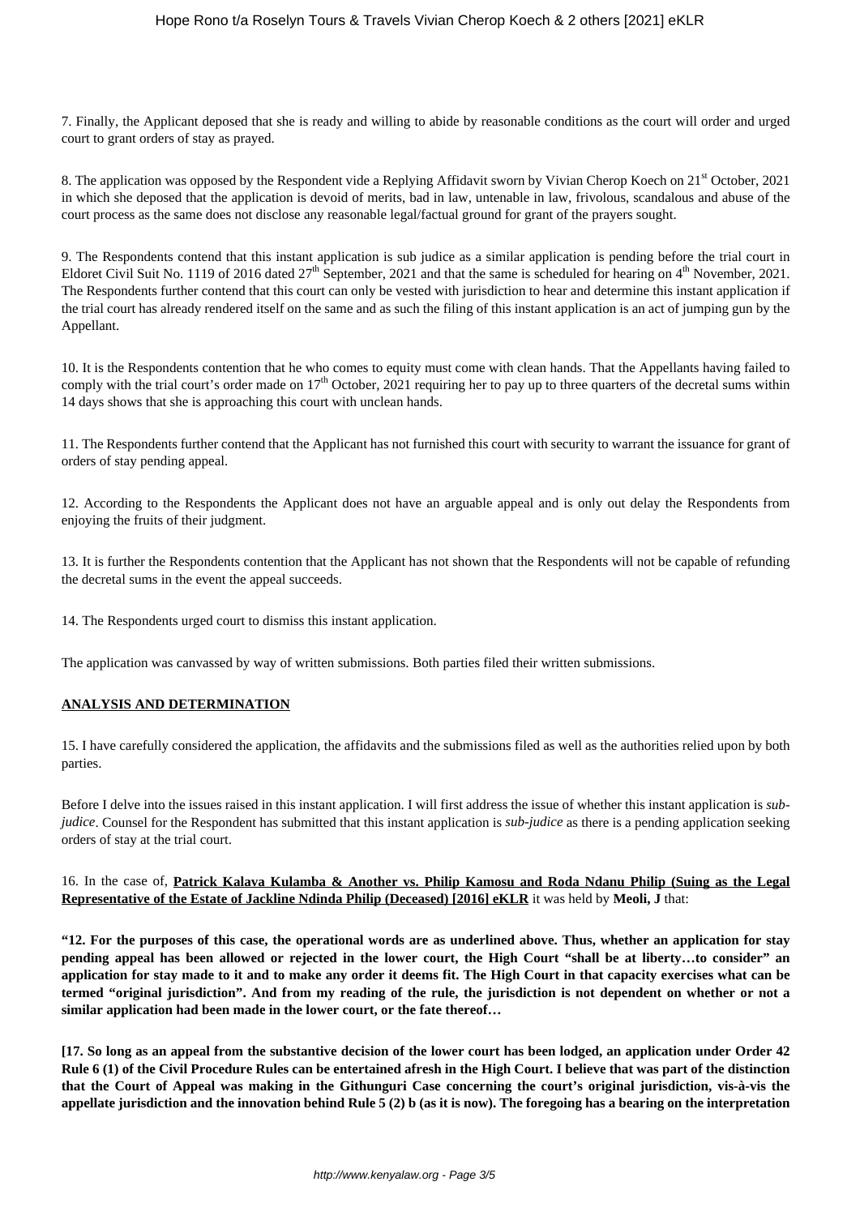7. Finally, the Applicant deposed that she is ready and willing to abide by reasonable conditions as the court will order and urged court to grant orders of stay as prayed.

8. The application was opposed by the Respondent vide a Replying Affidavit sworn by Vivian Cherop Koech on 21st October, 2021 in which she deposed that the application is devoid of merits, bad in law, untenable in law, frivolous, scandalous and abuse of the court process as the same does not disclose any reasonable legal/factual ground for grant of the prayers sought.

9. The Respondents contend that this instant application is sub judice as a similar application is pending before the trial court in Eldoret Civil Suit No. 1119 of 2016 dated 27th September, 2021 and that the same is scheduled for hearing on 4th November, 2021. The Respondents further contend that this court can only be vested with jurisdiction to hear and determine this instant application if the trial court has already rendered itself on the same and as such the filing of this instant application is an act of jumping gun by the Appellant.

10. It is the Respondents contention that he who comes to equity must come with clean hands. That the Appellants having failed to comply with the trial court's order made on 17th October, 2021 requiring her to pay up to three quarters of the decretal sums within 14 days shows that she is approaching this court with unclean hands.

11. The Respondents further contend that the Applicant has not furnished this court with security to warrant the issuance for grant of orders of stay pending appeal.

12. According to the Respondents the Applicant does not have an arguable appeal and is only out delay the Respondents from enjoying the fruits of their judgment.

13. It is further the Respondents contention that the Applicant has not shown that the Respondents will not be capable of refunding the decretal sums in the event the appeal succeeds.

14. The Respondents urged court to dismiss this instant application.

The application was canvassed by way of written submissions. Both parties filed their written submissions.

## ANALYSIS AND DETERMINATION

15. I have carefully considered the application, the affidavits and the submissions filed as well as the authorities relied upon by both parties.

Before I delve into the issues raised in this instant application. I will first address the issue of whether this instant application is *sub-judice*. Counsel for the Respondent has submitted that this instant application is *sub-judice* as there is a pending application seeking orders of stay at the trial court.

16. In the case of, **Patrick Kalava Kulamba & Another vs. Philip Kamosu and Roda Ndanu Philip (Suing as the Legal Representative of the Estate of Jackline Ndinda Philip (Deceased) [2016] eKLR** it was held by **Meoli, J** that:

**"12. For the purposes of this case, the operational words are as underlined above. Thus, whether an application for stay pending appeal has been allowed or rejected in the lower court, the High Court "shall be at liberty…to consider" an application for stay made to it and to make any order it deems fit. The High Court in that capacity exercises what can be termed "original jurisdiction". And from my reading of the rule, the jurisdiction is not dependent on whether or not a similar application had been made in the lower court, or the fate thereof…**

**[17. So long as an appeal from the substantive decision of the lower court has been lodged, an application under Order 42 Rule 6 (1) of the Civil Procedure Rules can be entertained afresh in the High Court. I believe that was part of the distinction that the Court of Appeal was making in the Githunguri Case concerning the court's original jurisdiction, vis-à-vis the appellate jurisdiction and the innovation behind Rule 5 (2) b (as it is now). The foregoing has a bearing on the interpretation**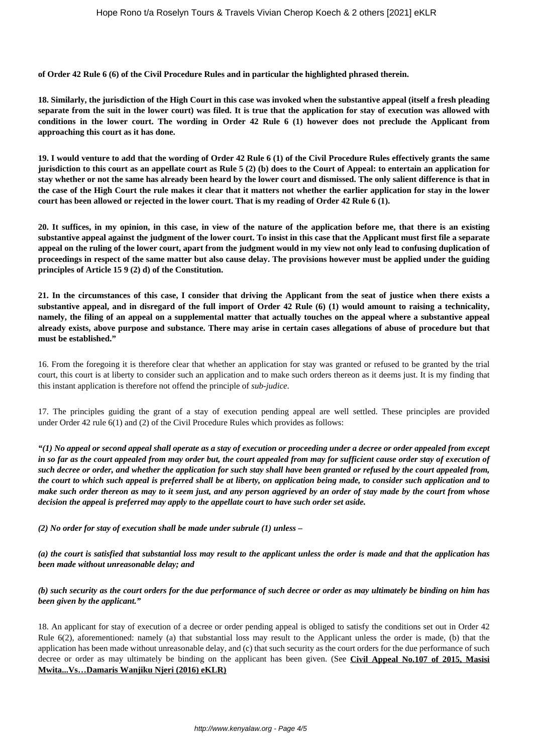**of Order 42 Rule 6 (6) of the Civil Procedure Rules and in particular the highlighted phrased therein.**

**18. Similarly, the jurisdiction of the High Court in this case was invoked when the substantive appeal (itself a fresh pleading separate from the suit in the lower court) was filed. It is true that the application for stay of execution was allowed with conditions in the lower court. The wording in Order 42 Rule 6 (1) however does not preclude the Applicant from approaching this court as it has done.**

**19. I would venture to add that the wording of Order 42 Rule 6 (1) of the Civil Procedure Rules effectively grants the same jurisdiction to this court as an appellate court as Rule 5 (2) (b) does to the Court of Appeal: to entertain an application for stay whether or not the same has already been heard by the lower court and dismissed. The only salient difference is that in the case of the High Court the rule makes it clear that it matters not whether the earlier application for stay in the lower court has been allowed or rejected in the lower court. That is my reading of Order 42 Rule 6 (1).**

**20. It suffices, in my opinion, in this case, in view of the nature of the application before me, that there is an existing substantive appeal against the judgment of the lower court. To insist in this case that the Applicant must first file a separate appeal on the ruling of the lower court, apart from the judgment would in my view not only lead to confusing duplication of proceedings in respect of the same matter but also cause delay. The provisions however must be applied under the guiding principles of Article 15 9 (2) d) of the Constitution.**

**21. In the circumstances of this case, I consider that driving the Applicant from the seat of justice when there exists a substantive appeal, and in disregard of the full import of Order 42 Rule (6) (1) would amount to raising a technicality, namely, the filing of an appeal on a supplemental matter that actually touches on the appeal where a substantive appeal already exists, above purpose and substance. There may arise in certain cases allegations of abuse of procedure but that must be established."**

16. From the foregoing it is therefore clear that whether an application for stay was granted or refused to be granted by the trial court, this court is at liberty to consider such an application and to make such orders thereon as it deems just. It is my finding that this instant application is therefore not offend the principle of *sub-judice*.

17. The principles guiding the grant of a stay of execution pending appeal are well settled. These principles are provided under Order 42 rule 6(1) and (2) of the Civil Procedure Rules which provides as follows:

***"(1) No appeal or second appeal shall operate as a stay of execution or proceeding under a decree or order appealed from except in so far as the court appealed from may order but, the court appealed from may for sufficient cause order stay of execution of such decree or order, and whether the application for such stay shall have been granted or refused by the court appealed from, the court to which such appeal is preferred shall be at liberty, on application being made, to consider such application and to make such order thereon as may to it seem just, and any person aggrieved by an order of stay made by the court from whose decision the appeal is preferred may apply to the appellate court to have such order set aside.***

***(2) No order for stay of execution shall be made under subrule (1) unless –***

***(a) the court is satisfied that substantial loss may result to the applicant unless the order is made and that the application has been made without unreasonable delay; and***

***(b) such security as the court orders for the due performance of such decree or order as may ultimately be binding on him has been given by the applicant."***

18. An applicant for stay of execution of a decree or order pending appeal is obliged to satisfy the conditions set out in Order 42 Rule 6(2), aforementioned: namely (a) that substantial loss may result to the Applicant unless the order is made, (b) that the application has been made without unreasonable delay, and (c) that such security as the court orders for the due performance of such decree or order as may ultimately be binding on the applicant has been given. (See **Civil Appeal No.107 of 2015, Masisi Mwita...Vs…Damaris Wanjiku Njeri (2016) eKLR)**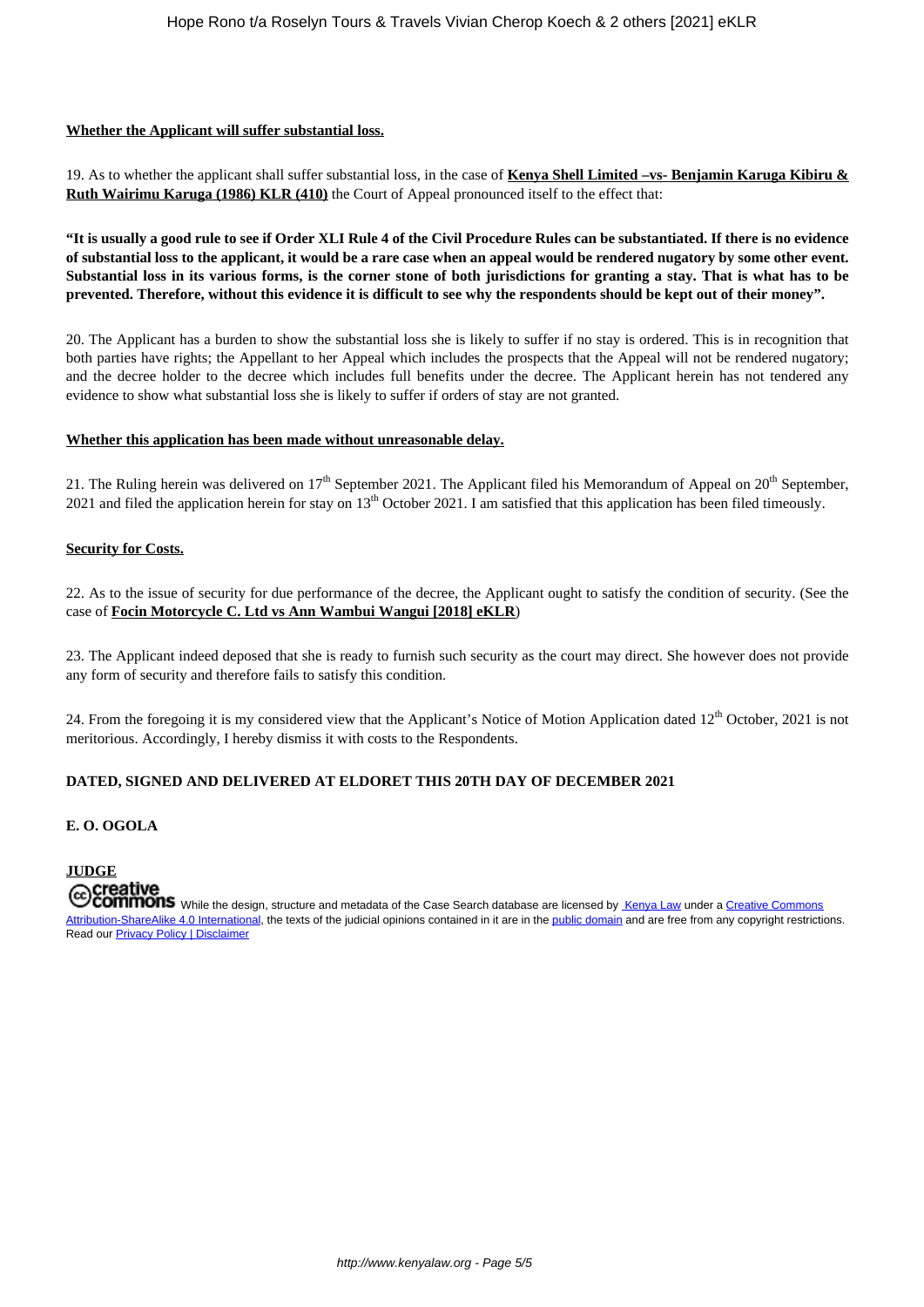**Whether the Applicant will suffer substantial loss.**

19. As to whether the applicant shall suffer substantial loss, in the case of **Kenya Shell Limited –vs- Benjamin Karuga Kibiru & Ruth Wairimu Karuga (1986) KLR (410)** the Court of Appeal pronounced itself to the effect that:

**"It is usually a good rule to see if Order XLI Rule 4 of the Civil Procedure Rules can be substantiated. If there is no evidence of substantial loss to the applicant, it would be a rare case when an appeal would be rendered nugatory by some other event. Substantial loss in its various forms, is the corner stone of both jurisdictions for granting a stay. That is what has to be prevented. Therefore, without this evidence it is difficult to see why the respondents should be kept out of their money".**

20. The Applicant has a burden to show the substantial loss she is likely to suffer if no stay is ordered. This is in recognition that both parties have rights; the Appellant to her Appeal which includes the prospects that the Appeal will not be rendered nugatory; and the decree holder to the decree which includes full benefits under the decree. The Applicant herein has not tendered any evidence to show what substantial loss she is likely to suffer if orders of stay are not granted.

**Whether this application has been made without unreasonable delay.**

21. The Ruling herein was delivered on 17th September 2021. The Applicant filed his Memorandum of Appeal on 20th September, 2021 and filed the application herein for stay on 13th October 2021. I am satisfied that this application has been filed timeously.

**Security for Costs.**

22. As to the issue of security for due performance of the decree, the Applicant ought to satisfy the condition of security. (See the case of **Focin Motorcycle C. Ltd vs Ann Wambui Wangui [2018] eKLR**)

23. The Applicant indeed deposed that she is ready to furnish such security as the court may direct. She however does not provide any form of security and therefore fails to satisfy this condition.

24. From the foregoing it is my considered view that the Applicant's Notice of Motion Application dated 12th October, 2021 is not meritorious. Accordingly, I hereby dismiss it with costs to the Respondents.

**DATED, SIGNED AND DELIVERED AT ELDORET THIS 20TH DAY OF DECEMBER 2021**

**E. O. OGOLA**

**JUDGE**

While the design, structure and metadata of the Case Search database are licensed by Kenya Law under a Creative Commons Attribution-ShareAlike 4.0 International, the texts of the judicial opinions contained in it are in the public domain and are free from any copyright restrictions. Read our Privacy Policy | Disclaimer